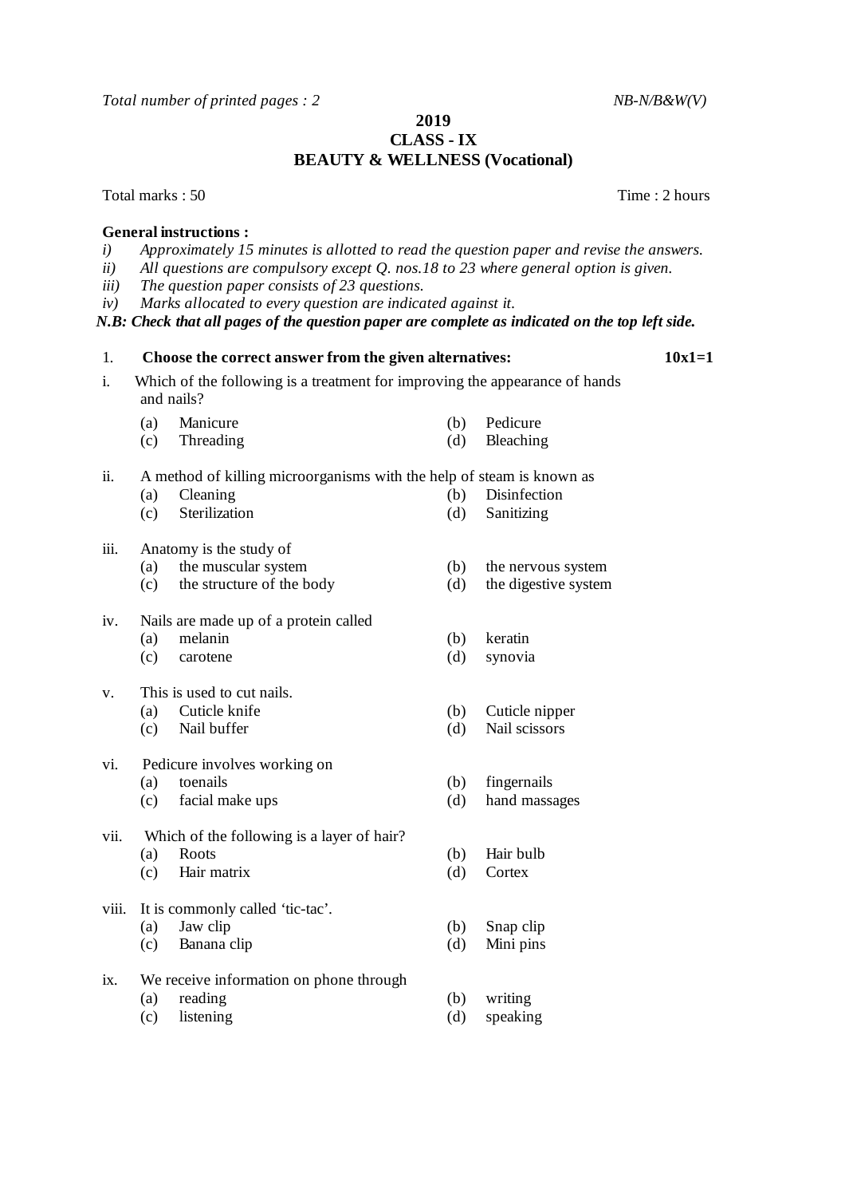*Total number of printed pages : 2* *NB-N/B&W(V)*

**2019**

**CLASS - IX**

**BEAUTY & WELLNESS (Vocational)**

Total marks : 50 Time : 2 hours

**General instructions :**

*i) Approximately 15 minutes is allotted to read the question paper and revise the answers.*

*ii) All questions are compulsory except Q. nos.18 to 23 where general option is given.*

*iii) The question paper consists of 23 questions.*

*iv) Marks allocated to every question are indicated against it.*

***N.B: Check that all pages of the question paper are complete as indicated on the top left side.***

1. **Choose the correct answer from the given alternatives:** **10x1=1**

i. Which of the following is a treatment for improving the appearance of hands and nails?

(a) Manicure (b) Pedicure
(c) Threading (d) Bleaching

ii. A method of killing microorganisms with the help of steam is known as

(a) Cleaning (b) Disinfection
(c) Sterilization (d) Sanitizing

iii. Anatomy is the study of

(a) the muscular system (b) the nervous system
(c) the structure of the body (d) the digestive system

iv. Nails are made up of a protein called

(a) melanin (b) keratin
(c) carotene (d) synovia

v. This is used to cut nails.

(a) Cuticle knife (b) Cuticle nipper
(c) Nail buffer (d) Nail scissors

vi. Pedicure involves working on

(a) toenails (b) fingernails
(c) facial make ups (d) hand massages

vii. Which of the following is a layer of hair?

(a) Roots (b) Hair bulb
(c) Hair matrix (d) Cortex

viii. It is commonly called 'tic-tac'.

(a) Jaw clip (b) Snap clip
(c) Banana clip (d) Mini pins

ix. We receive information on phone through

(a) reading (b) writing
(c) listening (d) speaking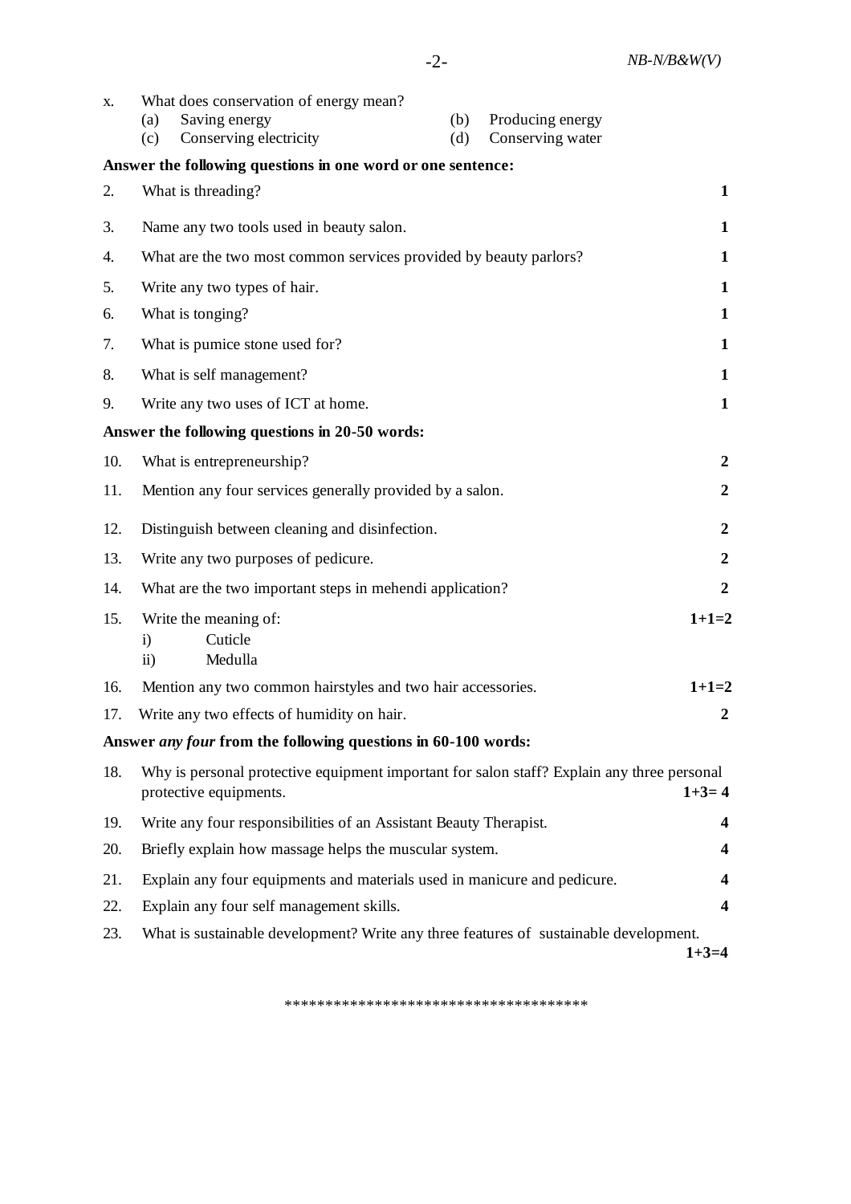x. What does conservation of energy mean?

(a) Saving energy (b) Producing energy
(c) Conserving electricity (d) Conserving water

**Answer the following questions in one word or one sentence:**

2. What is threading? **1**
3. Name any two tools used in beauty salon. **1**
4. What are the two most common services provided by beauty parlors? **1**
5. Write any two types of hair. **1**
6. What is tonging? **1**
7. What is pumice stone used for? **1**
8. What is self management? **1**
9. Write any two uses of ICT at home. **1**

**Answer the following questions in 20-50 words:**

10. What is entrepreneurship? **2**
11. Mention any four services generally provided by a salon. **2**
12. Distinguish between cleaning and disinfection. **2**
13. Write any two purposes of pedicure. **2**
14. What are the two important steps in mehendi application? **2**
15. Write the meaning of: **1+1=2**
    i) Cuticle
    ii) Medulla
16. Mention any two common hairstyles and two hair accessories. **1+1=2**
17. Write any two effects of humidity on hair. **2**

**Answer *any four* from the following questions in 60-100 words:**

18. Why is personal protective equipment important for salon staff? Explain any three personal protective equipments. **1+3= 4**
19. Write any four responsibilities of an Assistant Beauty Therapist. **4**
20. Briefly explain how massage helps the muscular system. **4**
21. Explain any four equipments and materials used in manicure and pedicure. **4**
22. Explain any four self management skills. **4**
23. What is sustainable development? Write any three features of sustainable development. **1+3=4**

**************************************